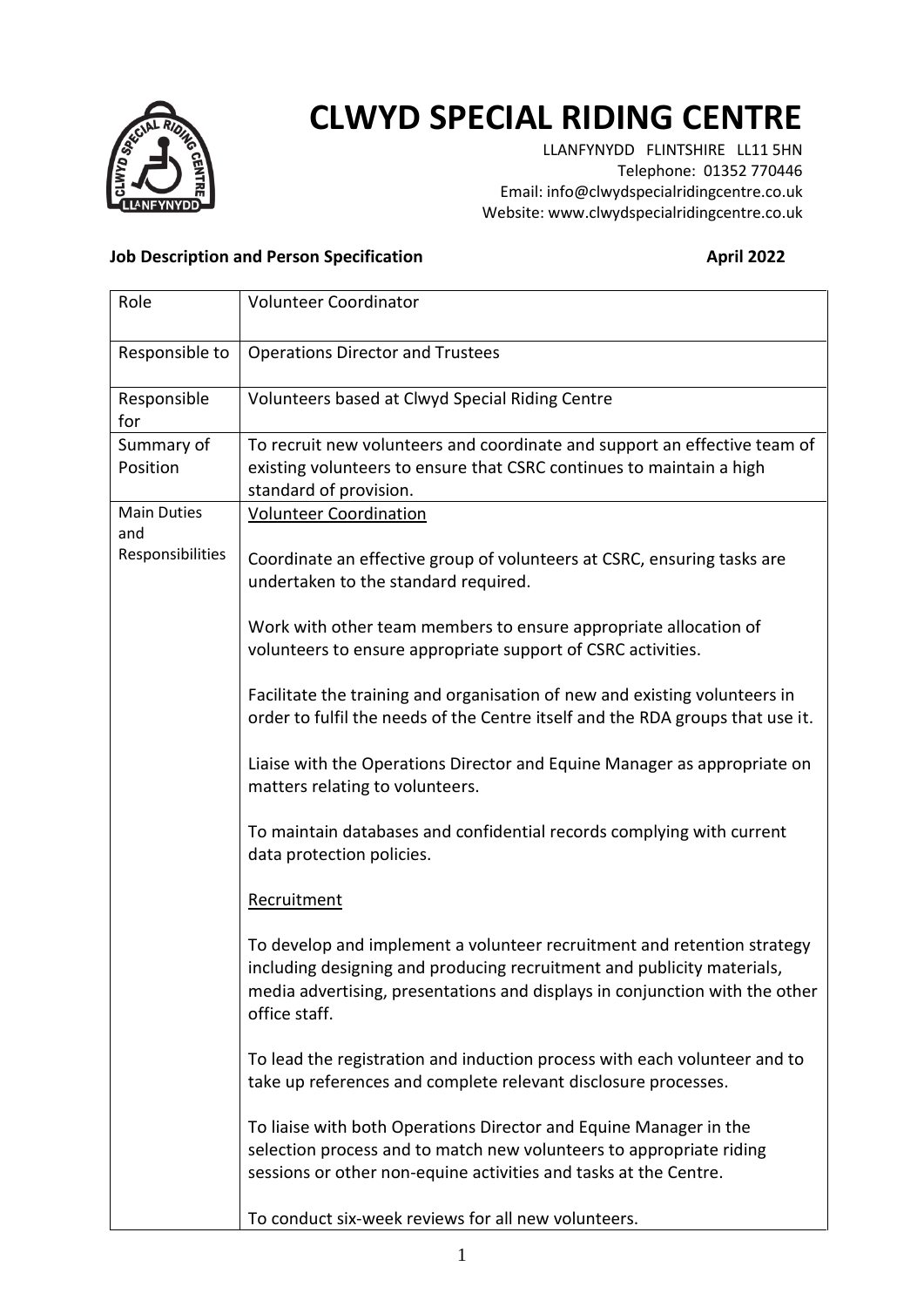# CLWYD SPECIAL RIDING CENTRE

LLANFYNYDD FLINTSHIRE LL11 5HN
Telephone: 01352 770446
Email: info@clwydspecialridingcentre.co.uk
Website: www.clwydspecialridingcentre.co.uk

**Job Description and Person Specification** **April 2022**

| Role | Volunteer Coordinator |
|---|---|
| Responsible to | Operations Director and Trustees |
| Responsible for | Volunteers based at Clwyd Special Riding Centre |
| Summary of Position | To recruit new volunteers and coordinate and support an effective team of existing volunteers to ensure that CSRC continues to maintain a high standard of provision. |
| Main Duties and Responsibilities | <u>Volunteer Coordination</u><br><br>Coordinate an effective group of volunteers at CSRC, ensuring tasks are undertaken to the standard required.<br><br>Work with other team members to ensure appropriate allocation of volunteers to ensure appropriate support of CSRC activities.<br><br>Facilitate the training and organisation of new and existing volunteers in order to fulfil the needs of the Centre itself and the RDA groups that use it.<br><br>Liaise with the Operations Director and Equine Manager as appropriate on matters relating to volunteers.<br><br>To maintain databases and confidential records complying with current data protection policies.<br><br><u>Recruitment</u><br><br>To develop and implement a volunteer recruitment and retention strategy including designing and producing recruitment and publicity materials, media advertising, presentations and displays in conjunction with the other office staff.<br><br>To lead the registration and induction process with each volunteer and to take up references and complete relevant disclosure processes.<br><br>To liaise with both Operations Director and Equine Manager in the selection process and to match new volunteers to appropriate riding sessions or other non-equine activities and tasks at the Centre.<br><br>To conduct six-week reviews for all new volunteers. |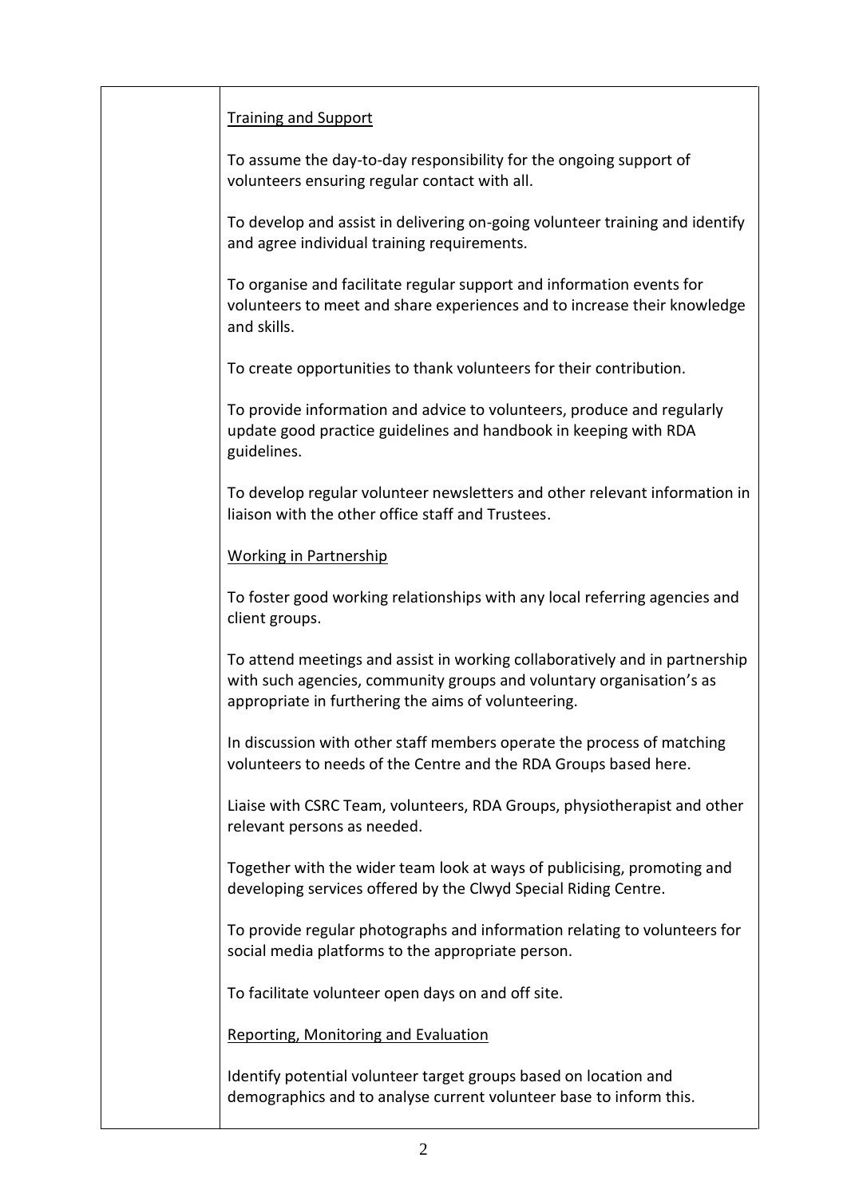| | |
|---|---|
| | <u>Training and Support</u><br><br>To assume the day-to-day responsibility for the ongoing support of volunteers ensuring regular contact with all.<br><br>To develop and assist in delivering on-going volunteer training and identify and agree individual training requirements.<br><br>To organise and facilitate regular support and information events for volunteers to meet and share experiences and to increase their knowledge and skills.<br><br>To create opportunities to thank volunteers for their contribution.<br><br>To provide information and advice to volunteers, produce and regularly update good practice guidelines and handbook in keeping with RDA guidelines.<br><br>To develop regular volunteer newsletters and other relevant information in liaison with the other office staff and Trustees.<br><br><u>Working in Partnership</u><br><br>To foster good working relationships with any local referring agencies and client groups.<br><br>To attend meetings and assist in working collaboratively and in partnership with such agencies, community groups and voluntary organisation's as appropriate in furthering the aims of volunteering.<br><br>In discussion with other staff members operate the process of matching volunteers to needs of the Centre and the RDA Groups based here.<br><br>Liaise with CSRC Team, volunteers, RDA Groups, physiotherapist and other relevant persons as needed.<br><br>Together with the wider team look at ways of publicising, promoting and developing services offered by the Clwyd Special Riding Centre.<br><br>To provide regular photographs and information relating to volunteers for social media platforms to the appropriate person.<br><br>To facilitate volunteer open days on and off site.<br><br><u>Reporting, Monitoring and Evaluation</u><br><br>Identify potential volunteer target groups based on location and demographics and to analyse current volunteer base to inform this. |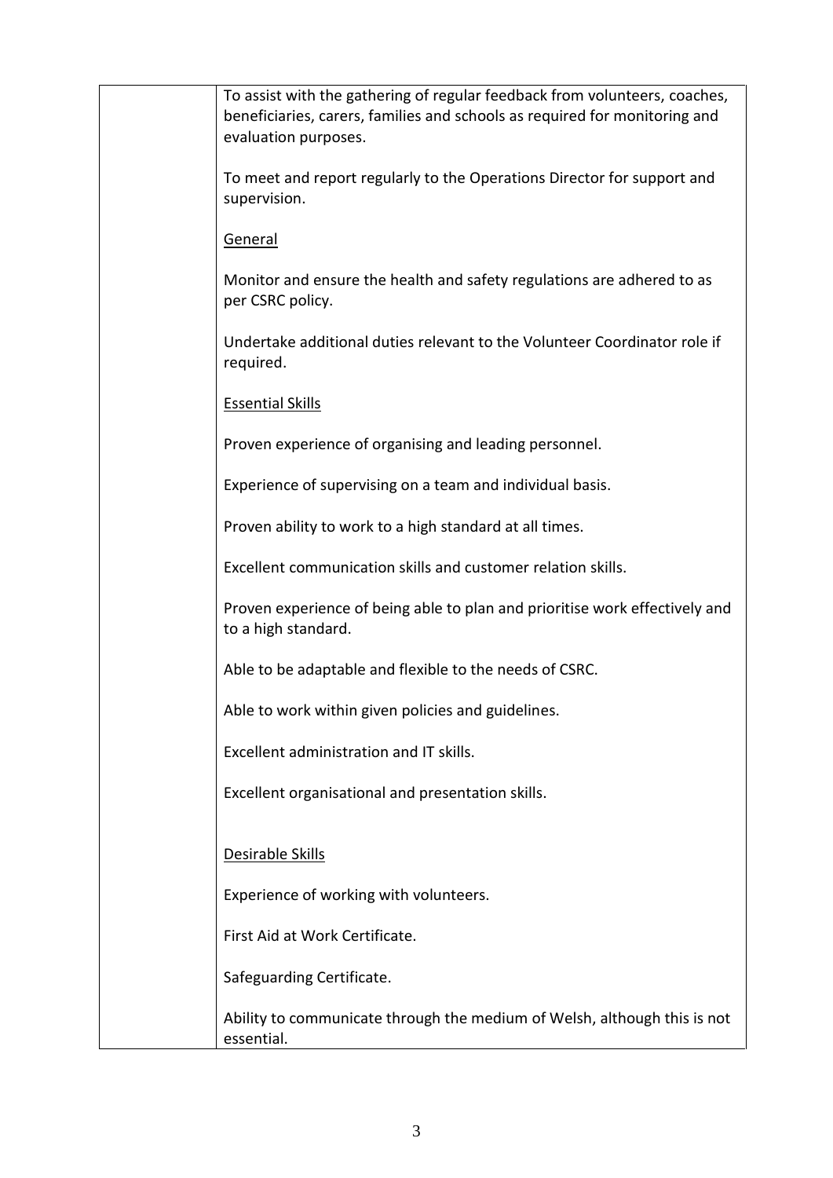| | |
|---|---|
| | To assist with the gathering of regular feedback from volunteers, coaches, beneficiaries, carers, families and schools as required for monitoring and evaluation purposes.<br><br>To meet and report regularly to the Operations Director for support and supervision.<br><br>General<br><br>Monitor and ensure the health and safety regulations are adhered to as per CSRC policy.<br><br>Undertake additional duties relevant to the Volunteer Coordinator role if required.<br><br>Essential Skills<br><br>Proven experience of organising and leading personnel.<br><br>Experience of supervising on a team and individual basis.<br><br>Proven ability to work to a high standard at all times.<br><br>Excellent communication skills and customer relation skills.<br><br>Proven experience of being able to plan and prioritise work effectively and to a high standard.<br><br>Able to be adaptable and flexible to the needs of CSRC.<br><br>Able to work within given policies and guidelines.<br><br>Excellent administration and IT skills.<br><br>Excellent organisational and presentation skills.<br><br>Desirable Skills<br><br>Experience of working with volunteers.<br><br>First Aid at Work Certificate.<br><br>Safeguarding Certificate.<br><br>Ability to communicate through the medium of Welsh, although this is not essential. |